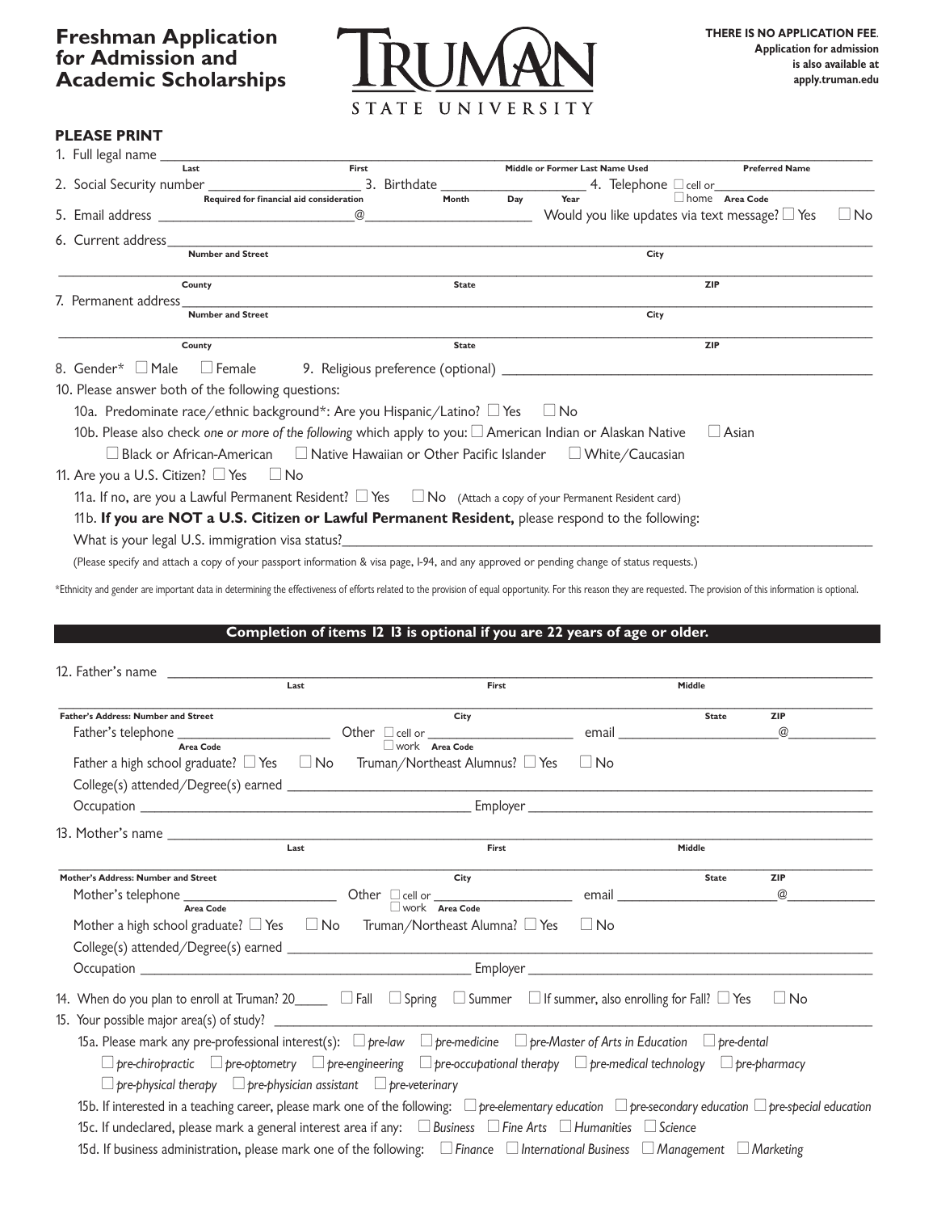# Freshman Application for Admission and Academic Scholarships

TRUMAN STATE UNIVERSITY

**THERE IS NO APPLICATION FEE.**
**Application for admission is also available at apply.truman.edu**

## PLEASE PRINT

1. Full legal name ______________________________________________
   Last / First / Middle or Former Last Name Used / Preferred Name

2. Social Security number ____________________ (Required for financial aid consideration) 3. Birthdate ____________________ (Month / Day / Year) 4. Telephone ☐ cell or ☐ home ____________________ (Area Code)

5. Email address ______________________@______________________ Would you like updates via text message? ☐ Yes ☐ No

6. Current address ______________________________________________
   Number and Street / City
   ______________________________________________
   County / State / ZIP

7. Permanent address ______________________________________________
   Number and Street / City
   ______________________________________________
   County / State / ZIP

8. Gender* ☐ Male ☐ Female 9. Religious preference (optional) ______________________

10. Please answer both of the following questions:
    10a. Predominate race/ethnic background*: Are you Hispanic/Latino? ☐ Yes ☐ No
    10b. Please also check *one or more of the following* which apply to you: ☐ American Indian or Alaskan Native ☐ Asian ☐ Black or African-American ☐ Native Hawaiian or Other Pacific Islander ☐ White/Caucasian

11. Are you a U.S. Citizen? ☐ Yes ☐ No
    11a. If no, are you a Lawful Permanent Resident? ☐ Yes ☐ No (Attach a copy of your Permanent Resident card)
    11b. **If you are NOT a U.S. Citizen or Lawful Permanent Resident,** please respond to the following:
    What is your legal U.S. immigration visa status? ______________________
    (Please specify and attach a copy of your passport information & visa page, I-94, and any approved or pending change of status requests.)

*Ethnicity and gender are important data in determining the effectiveness of efforts related to the provision of equal opportunity. For this reason they are requested. The provision of this information is optional.

**Completion of items 12 13 is optional if you are 22 years of age or older.**

12. Father's name ______________________________________________
    Last / First / Middle
    ______________________________________________
    Father's Address: Number and Street / City / State / ZIP
    Father's telephone ____________________ (Area Code) Other ☐ cell or ☐ work ____________________ (Area Code) email ______________________@____________
    Father a high school graduate? ☐ Yes ☐ No Truman/Northeast Alumnus? ☐ Yes ☐ No
    College(s) attended/Degree(s) earned ______________________
    Occupation ______________________ Employer ______________________

13. Mother's name ______________________________________________
    Last / First / Middle
    ______________________________________________
    Mother's Address: Number and Street / City / State / ZIP
    Mother's telephone ____________________ (Area Code) Other ☐ cell or ☐ work ____________________ (Area Code) email ______________________@____________
    Mother a high school graduate? ☐ Yes ☐ No Truman/Northeast Alumna? ☐ Yes ☐ No
    College(s) attended/Degree(s) earned ______________________
    Occupation ______________________ Employer ______________________

14. When do you plan to enroll at Truman? 20_____ ☐ Fall ☐ Spring ☐ Summer ☐ If summer, also enrolling for Fall? ☐ Yes ☐ No

15. Your possible major area(s) of study? ______________________
    15a. Please mark any pre-professional interest(s): ☐ *pre-law* ☐ *pre-medicine* ☐ *pre-Master of Arts in Education* ☐ *pre-dental* ☐ *pre-chiropractic* ☐ *pre-optometry* ☐ *pre-engineering* ☐ *pre-occupational therapy* ☐ *pre-medical technology* ☐ *pre-pharmacy* ☐ *pre-physical therapy* ☐ *pre-physician assistant* ☐ *pre-veterinary*
    15b. If interested in a teaching career, please mark one of the following: ☐ *pre-elementary education* ☐ *pre-secondary education* ☐ *pre-special education*
    15c. If undeclared, please mark a general interest area if any: ☐ *Business* ☐ *Fine Arts* ☐ *Humanities* ☐ *Science*
    15d. If business administration, please mark one of the following: ☐ *Finance* ☐ *International Business* ☐ *Management* ☐ *Marketing*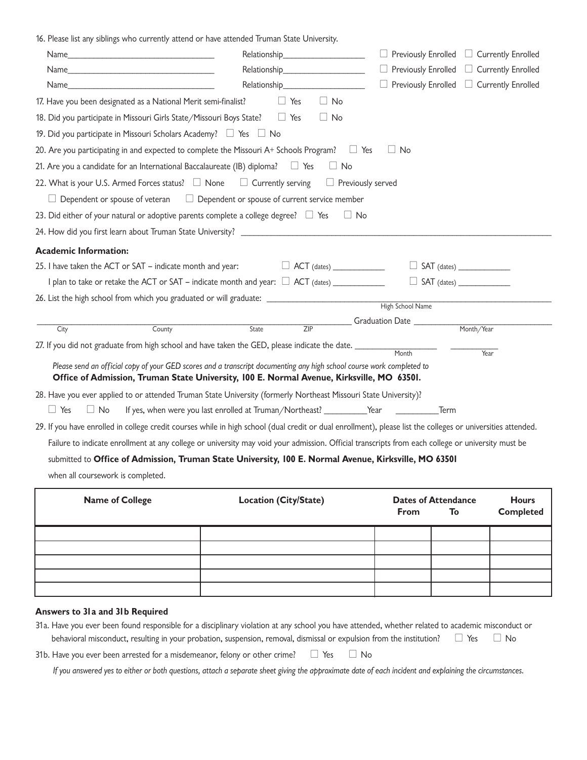16. Please list any siblings who currently attend or have attended Truman State University.

Name_______________________________ Relationship__________________ ☐ Previously Enrolled ☐ Currently Enrolled

Name_______________________________ Relationship__________________ ☐ Previously Enrolled ☐ Currently Enrolled

Name_______________________________ Relationship__________________ ☐ Previously Enrolled ☐ Currently Enrolled

17. Have you been designated as a National Merit semi-finalist? ☐ Yes ☐ No

18. Did you participate in Missouri Girls State/Missouri Boys State? ☐ Yes ☐ No

19. Did you participate in Missouri Scholars Academy? ☐ Yes ☐ No

20. Are you participating in and expected to complete the Missouri A+ Schools Program? ☐ Yes ☐ No

21. Are you a candidate for an International Baccalaureate (IB) diploma? ☐ Yes ☐ No

22. What is your U.S. Armed Forces status? ☐ None ☐ Currently serving ☐ Previously served

☐ Dependent or spouse of veteran ☐ Dependent or spouse of current service member

23. Did either of your natural or adoptive parents complete a college degree? ☐ Yes ☐ No

24. How did you first learn about Truman State University? _______________________________________________

**Academic Information:**

25. I have taken the ACT or SAT – indicate month and year: ☐ ACT (dates) ____________ ☐ SAT (dates) ____________

I plan to take or retake the ACT or SAT – indicate month and year: ☐ ACT (dates) ____________ ☐ SAT (dates) ____________

26. List the high school from which you graduated or will graduate: _______________________________________________
High School Name

_______________ _______________ _______________ _______________ Graduation Date _______________
City County State ZIP Month/Year

27. If you did not graduate from high school and have taken the GED, please indicate the date. _______________ _______________
Month Year

*Please send an official copy of your GED scores and a transcript documenting any high school course work completed to* **Office of Admission, Truman State University, 100 E. Normal Avenue, Kirksville, MO 63501.**

28. Have you ever applied to or attended Truman State University (formerly Northeast Missouri State University)?

☐ Yes ☐ No If yes, when were you last enrolled at Truman/Northeast? _________Year _________Term

29. If you have enrolled in college credit courses while in high school (dual credit or dual enrollment), please list the colleges or universities attended. Failure to indicate enrollment at any college or university may void your admission. Official transcripts from each college or university must be submitted to **Office of Admission, Truman State University, 100 E. Normal Avenue, Kirksville, MO 63501** when all coursework is completed.

| Name of College | Location (City/State) | Dates of Attendance From | To | Hours Completed |
|---|---|---|---|---|
| | | | | |
| | | | | |
| | | | | |
| | | | | |
| | | | | |

**Answers to 31a and 31b Required**

31a. Have you ever been found responsible for a disciplinary violation at any school you have attended, whether related to academic misconduct or behavioral misconduct, resulting in your probation, suspension, removal, dismissal or expulsion from the institution? ☐ Yes ☐ No

31b. Have you ever been arrested for a misdemeanor, felony or other crime? ☐ Yes ☐ No

*If you answered yes to either or both questions, attach a separate sheet giving the approximate date of each incident and explaining the circumstances.*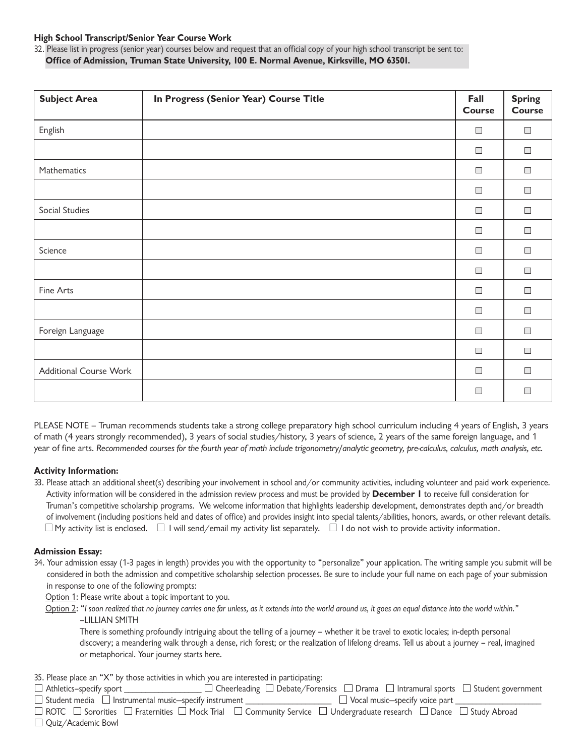**High School Transcript/Senior Year Course Work**

32. Please list in progress (senior year) courses below and request that an official copy of your high school transcript be sent to:
**Office of Admission, Truman State University, 100 E. Normal Avenue, Kirksville, MO 63501.**

| Subject Area | In Progress (Senior Year) Course Title | Fall Course | Spring Course |
|---|---|---|---|
| English | | ☐ | ☐ |
| | | ☐ | ☐ |
| Mathematics | | ☐ | ☐ |
| | | ☐ | ☐ |
| Social Studies | | ☐ | ☐ |
| | | ☐ | ☐ |
| Science | | ☐ | ☐ |
| | | ☐ | ☐ |
| Fine Arts | | ☐ | ☐ |
| | | ☐ | ☐ |
| Foreign Language | | ☐ | ☐ |
| | | ☐ | ☐ |
| Additional Course Work | | ☐ | ☐ |
| | | ☐ | ☐ |

PLEASE NOTE – Truman recommends students take a strong college preparatory high school curriculum including 4 years of English, 3 years of math (4 years strongly recommended), 3 years of social studies/history, 3 years of science, 2 years of the same foreign language, and 1 year of fine arts. *Recommended courses for the fourth year of math include trigonometry/analytic geometry, pre-calculus, calculus, math analysis, etc.*

**Activity Information:**

33. Please attach an additional sheet(s) describing your involvement in school and/or community activities, including volunteer and paid work experience. Activity information will be considered in the admission review process and must be provided by **December 1** to receive full consideration for Truman's competitive scholarship programs. We welcome information that highlights leadership development, demonstrates depth and/or breadth of involvement (including positions held and dates of office) and provides insight into special talents/abilities, honors, awards, or other relevant details.
☐ My activity list is enclosed. ☐ I will send/email my activity list separately. ☐ I do not wish to provide activity information.

**Admission Essay:**

34. Your admission essay (1-3 pages in length) provides you with the opportunity to "personalize" your application. The writing sample you submit will be considered in both the admission and competitive scholarship selection processes. Be sure to include your full name on each page of your submission in response to one of the following prompts:

Option 1: Please write about a topic important to you.

Option 2: "*I soon realized that no journey carries one far unless, as it extends into the world around us, it goes an equal distance into the world within.*" –LILLIAN SMITH

There is something profoundly intriguing about the telling of a journey – whether it be travel to exotic locales; in-depth personal discovery; a meandering walk through a dense, rich forest; or the realization of lifelong dreams. Tell us about a journey – real, imagined or metaphorical. Your journey starts here.

35. Please place an "X" by those activities in which you are interested in participating:
☐ Athletics–specify sport _________________ ☐ Cheerleading ☐ Debate/Forensics ☐ Drama ☐ Intramural sports ☐ Student government
☐ Student media ☐ Instrumental music–specify instrument ___________________ ☐ Vocal music–specify voice part ___________________
☐ ROTC ☐ Sororities ☐ Fraternities ☐ Mock Trial ☐ Community Service ☐ Undergraduate research ☐ Dance ☐ Study Abroad
☐ Quiz/Academic Bowl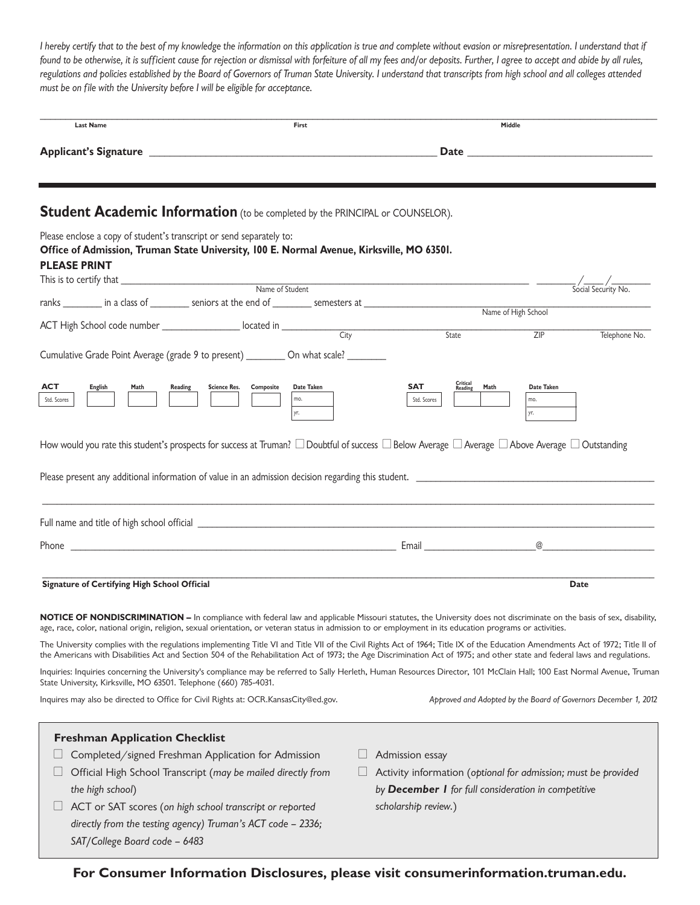*I hereby certify that to the best of my knowledge the information on this application is true and complete without evasion or misrepresentation. I understand that if found to be otherwise, it is sufficient cause for rejection or dismissal with forfeiture of all my fees and/or deposits. Further, I agree to accept and abide by all rules, regulations and policies established by the Board of Governors of Truman State University. I understand that transcripts from high school and all colleges attended must be on file with the University before I will be eligible for acceptance.*

______________________________________________________________________

**Last Name** **First** **Middle**

**Applicant's Signature** ______________________________ **Date** ____________________

## Student Academic Information (to be completed by the PRINCIPAL or COUNSELOR).

Please enclose a copy of student's transcript or send separately to:
**Office of Admission, Truman State University, 100 E. Normal Avenue, Kirksville, MO 63501.**

**PLEASE PRINT**

This is to certify that ______________________________ (Name of Student) ____/____/____ (Social Security No.)

ranks ________ in a class of ________ seniors at the end of ________ semesters at ______________________ (Name of High School)

ACT High School code number ______________ located in ______________ (City) ________ (State) ________ (ZIP) ________ (Telephone No.)

Cumulative Grade Point Average (grade 9 to present) ________ On what scale? ________

| ACT | English | Math | Reading | Science Res. | Composite | Date Taken |
|---|---|---|---|---|---|---|
| Std. Scores | | | | | | mo. / yr. |

| SAT | Critical Reading | Math | Date Taken |
|---|---|---|---|
| Std. Scores | | | mo. / yr. |

How would you rate this student's prospects for success at Truman? ☐ Doubtful of success ☐ Below Average ☐ Average ☐ Above Average ☐ Outstanding

Please present any additional information of value in an admission decision regarding this student. ______________________________

______________________________________________________________________

Full name and title of high school official ______________________________

Phone ______________________________ Email ____________@____________

______________________________________________________________________

**Signature of Certifying High School Official** **Date**

**NOTICE OF NONDISCRIMINATION –** In compliance with federal law and applicable Missouri statutes, the University does not discriminate on the basis of sex, disability, age, race, color, national origin, religion, sexual orientation, or veteran status in admission to or employment in its education programs or activities.

The University complies with the regulations implementing Title VI and Title VII of the Civil Rights Act of 1964; Title IX of the Education Amendments Act of 1972; Title II of the Americans with Disabilities Act and Section 504 of the Rehabilitation Act of 1973; the Age Discrimination Act of 1975; and other state and federal laws and regulations.

Inquiries: Inquiries concerning the University's compliance may be referred to Sally Herleth, Human Resources Director, 101 McClain Hall; 100 East Normal Avenue, Truman State University, Kirksville, MO 63501. Telephone (660) 785-4031.

Inquires may also be directed to Office for Civil Rights at: OCR.KansasCity@ed.gov.

*Approved and Adopted by the Board of Governors December 1, 2012*

### Freshman Application Checklist

- ☐ Completed/signed Freshman Application for Admission
- ☐ Official High School Transcript (*may be mailed directly from the high school*)
- ☐ ACT or SAT scores (*on high school transcript or reported directly from the testing agency) Truman's ACT code – 2336; SAT/College Board code – 6483*
- ☐ Admission essay
- ☐ Activity information (*optional for admission; must be provided by **December 1** for full consideration in competitive scholarship review.*)

**For Consumer Information Disclosures, please visit consumerinformation.truman.edu.**